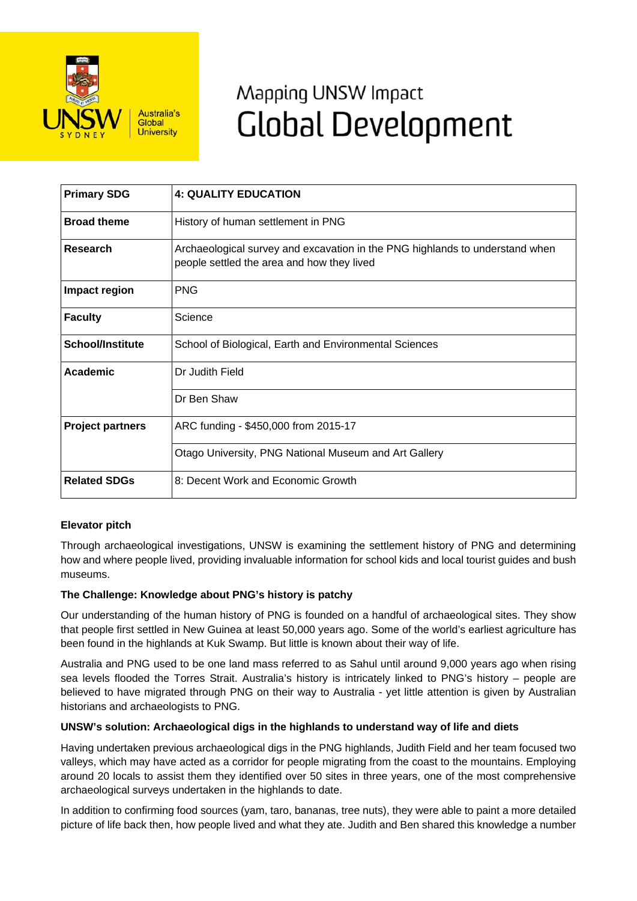# Mapping UNSW Impact
# Global Development

| Primary SDG | 4: QUALITY EDUCATION |
|---|---|
| Broad theme | History of human settlement in PNG |
| Research | Archaeological survey and excavation in the PNG highlands to understand when people settled the area and how they lived |
| Impact region | PNG |
| Faculty | Science |
| School/Institute | School of Biological, Earth and Environmental Sciences |
| Academic | Dr Judith Field |
| | Dr Ben Shaw |
| Project partners | ARC funding - $450,000 from 2015-17 |
| | Otago University, PNG National Museum and Art Gallery |
| Related SDGs | 8: Decent Work and Economic Growth |

**Elevator pitch**

Through archaeological investigations, UNSW is examining the settlement history of PNG and determining how and where people lived, providing invaluable information for school kids and local tourist guides and bush museums.

**The Challenge: Knowledge about PNG's history is patchy**

Our understanding of the human history of PNG is founded on a handful of archaeological sites. They show that people first settled in New Guinea at least 50,000 years ago. Some of the world's earliest agriculture has been found in the highlands at Kuk Swamp. But little is known about their way of life.

Australia and PNG used to be one land mass referred to as Sahul until around 9,000 years ago when rising sea levels flooded the Torres Strait. Australia's history is intricately linked to PNG's history – people are believed to have migrated through PNG on their way to Australia - yet little attention is given by Australian historians and archaeologists to PNG.

**UNSW's solution: Archaeological digs in the highlands to understand way of life and diets**

Having undertaken previous archaeological digs in the PNG highlands, Judith Field and her team focused two valleys, which may have acted as a corridor for people migrating from the coast to the mountains. Employing around 20 locals to assist them they identified over 50 sites in three years, one of the most comprehensive archaeological surveys undertaken in the highlands to date.

In addition to confirming food sources (yam, taro, bananas, tree nuts), they were able to paint a more detailed picture of life back then, how people lived and what they ate. Judith and Ben shared this knowledge a number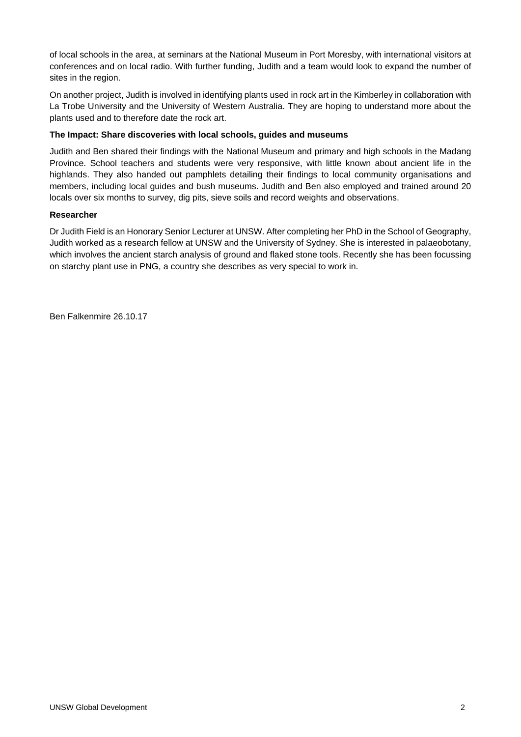of local schools in the area, at seminars at the National Museum in Port Moresby, with international visitors at conferences and on local radio. With further funding, Judith and a team would look to expand the number of sites in the region.

On another project, Judith is involved in identifying plants used in rock art in the Kimberley in collaboration with La Trobe University and the University of Western Australia. They are hoping to understand more about the plants used and to therefore date the rock art.

**The Impact: Share discoveries with local schools, guides and museums**

Judith and Ben shared their findings with the National Museum and primary and high schools in the Madang Province. School teachers and students were very responsive, with little known about ancient life in the highlands. They also handed out pamphlets detailing their findings to local community organisations and members, including local guides and bush museums. Judith and Ben also employed and trained around 20 locals over six months to survey, dig pits, sieve soils and record weights and observations.

**Researcher**

Dr Judith Field is an Honorary Senior Lecturer at UNSW. After completing her PhD in the School of Geography, Judith worked as a research fellow at UNSW and the University of Sydney. She is interested in palaeobotany, which involves the ancient starch analysis of ground and flaked stone tools. Recently she has been focussing on starchy plant use in PNG, a country she describes as very special to work in.

Ben Falkenmire 26.10.17